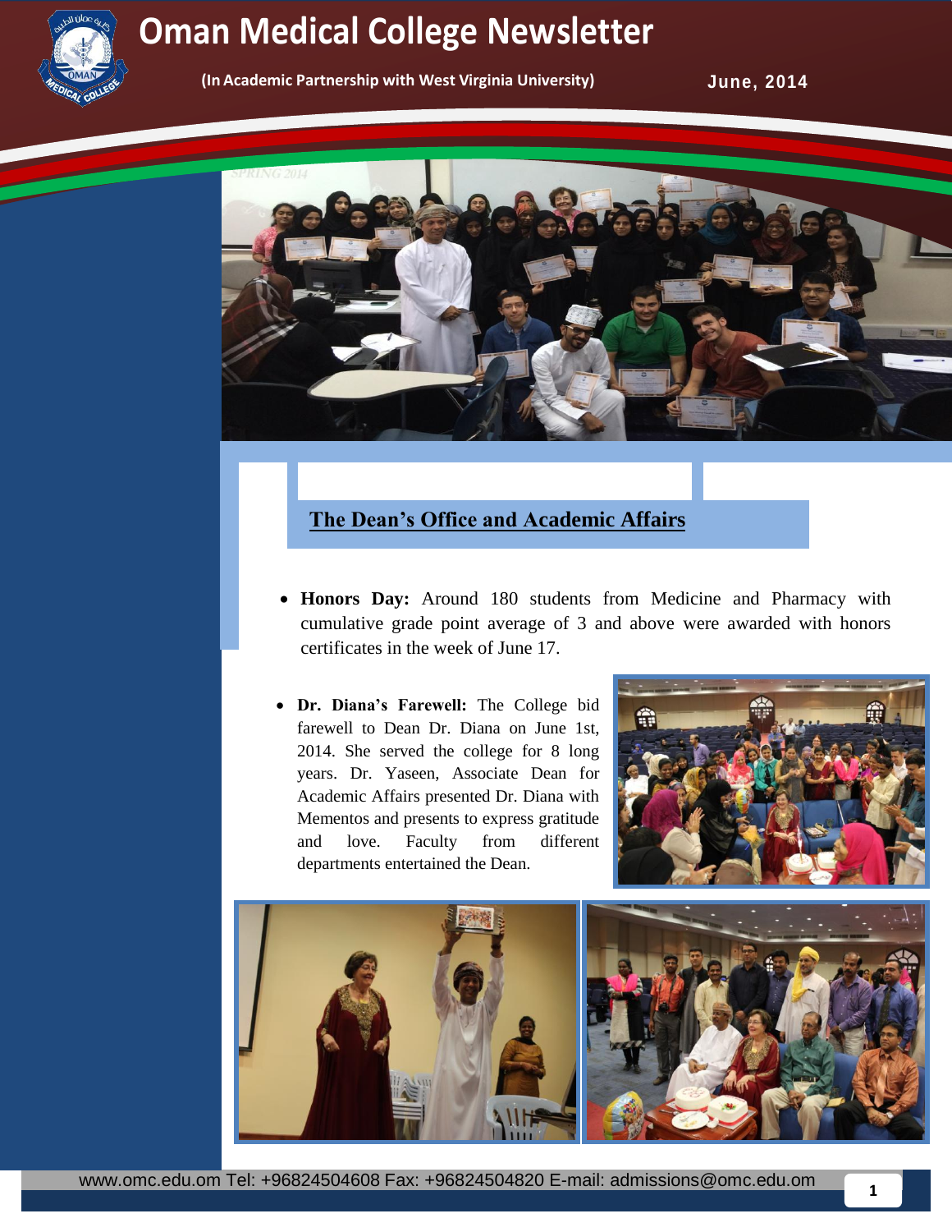# Oman Medical College Newsletter

**(In Academic Partnership with West Virginia University)**

**June, 2014**

## The Dean's Office and Academic Affairs

- **Honors Day:** Around 180 students from Medicine and Pharmacy with cumulative grade point average of 3 and above were awarded with honors certificates in the week of June 17.

- **Dr. Diana's Farewell:** The College bid farewell to Dean Dr. Diana on June 1st, 2014. She served the college for 8 long years. Dr. Yaseen, Associate Dean for Academic Affairs presented Dr. Diana with Mementos and presents to express gratitude and love. Faculty from different departments entertained the Dean.

www.omc.edu.om Tel: +96824504608 Fax: +96824504820 E-mail: admissions@omc.edu.om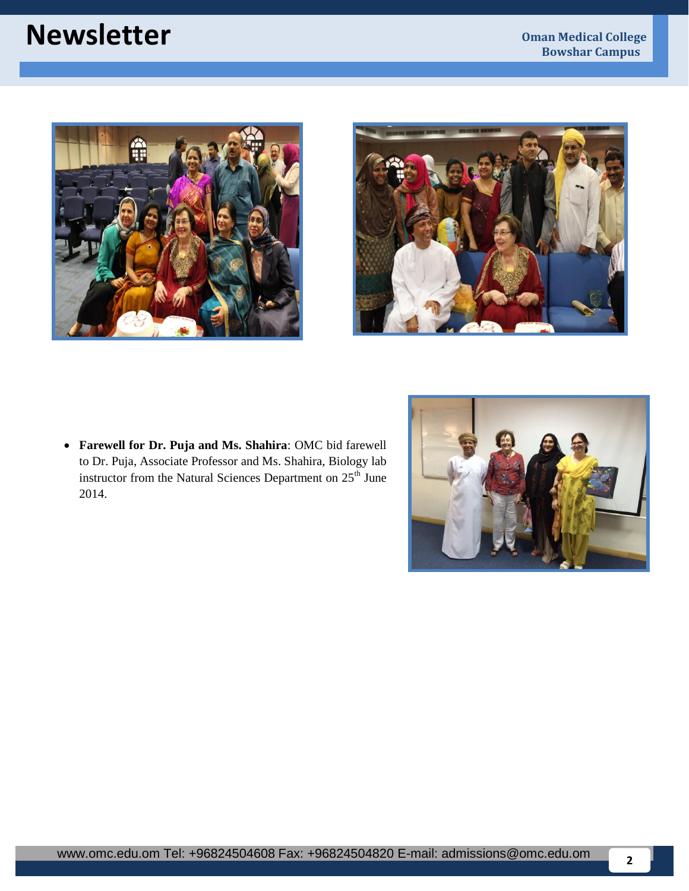- **Farewell for Dr. Puja and Ms. Shahira**: OMC bid farewell to Dr. Puja, Associate Professor and Ms. Shahira, Biology lab instructor from the Natural Sciences Department on 25th June 2014.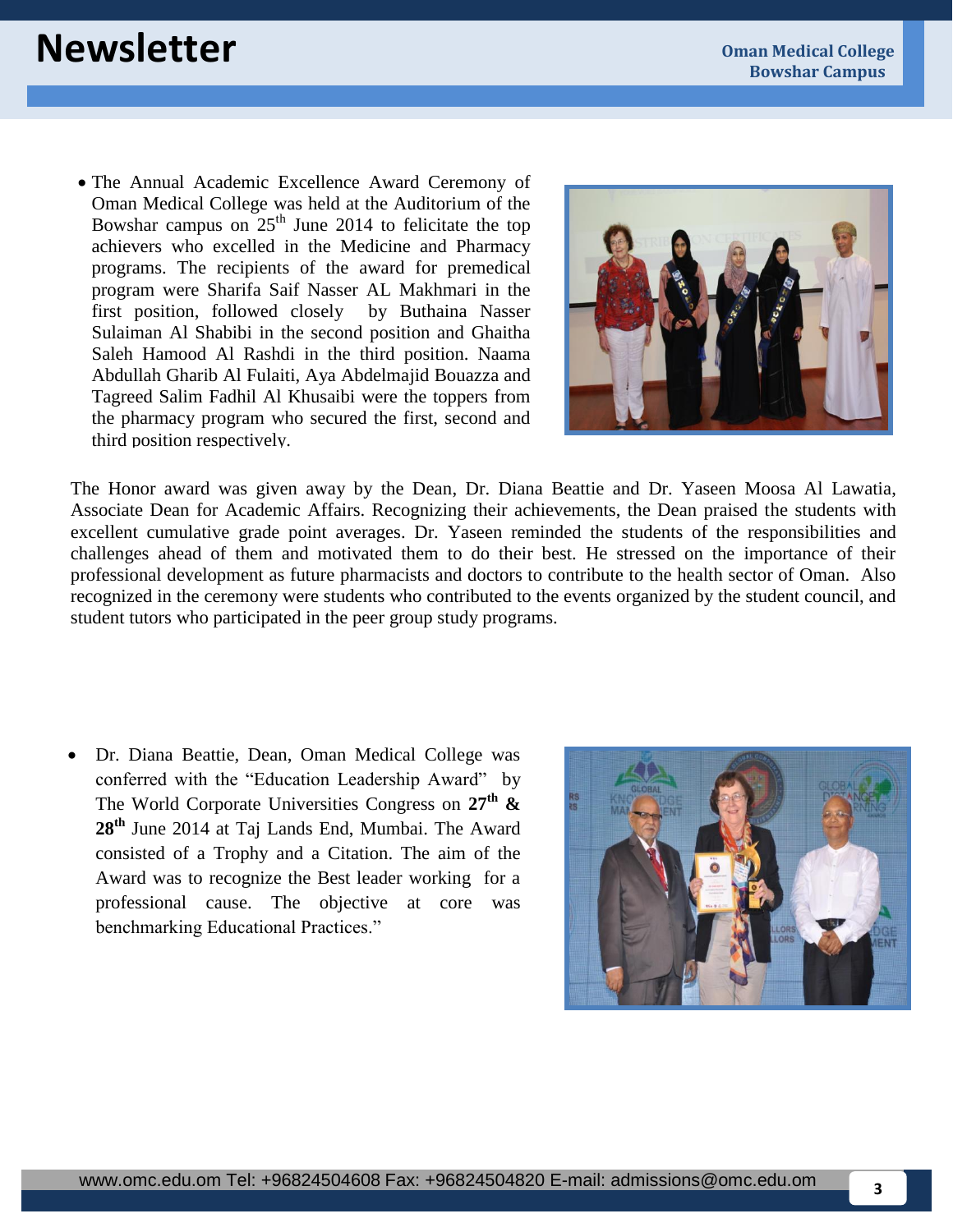- The Annual Academic Excellence Award Ceremony of Oman Medical College was held at the Auditorium of the Bowshar campus on 25th June 2014 to felicitate the top achievers who excelled in the Medicine and Pharmacy programs. The recipients of the award for premedical program were Sharifa Saif Nasser AL Makhmari in the first position, followed closely by Buthaina Nasser Sulaiman Al Shabibi in the second position and Ghaitha Saleh Hamood Al Rashdi in the third position. Naama Abdullah Gharib Al Fulaiti, Aya Abdelmajid Bouazza and Tagreed Salim Fadhil Al Khusaibi were the toppers from the pharmacy program who secured the first, second and third position respectively.

The Honor award was given away by the Dean, Dr. Diana Beattie and Dr. Yaseen Moosa Al Lawatia, Associate Dean for Academic Affairs. Recognizing their achievements, the Dean praised the students with excellent cumulative grade point averages. Dr. Yaseen reminded the students of the responsibilities and challenges ahead of them and motivated them to do their best. He stressed on the importance of their professional development as future pharmacists and doctors to contribute to the health sector of Oman. Also recognized in the ceremony were students who contributed to the events organized by the student council, and student tutors who participated in the peer group study programs.

- Dr. Diana Beattie, Dean, Oman Medical College was conferred with the "Education Leadership Award" by The World Corporate Universities Congress on **27th & 28th** June 2014 at Taj Lands End, Mumbai. The Award consisted of a Trophy and a Citation. The aim of the Award was to recognize the Best leader working for a professional cause. The objective at core was benchmarking Educational Practices."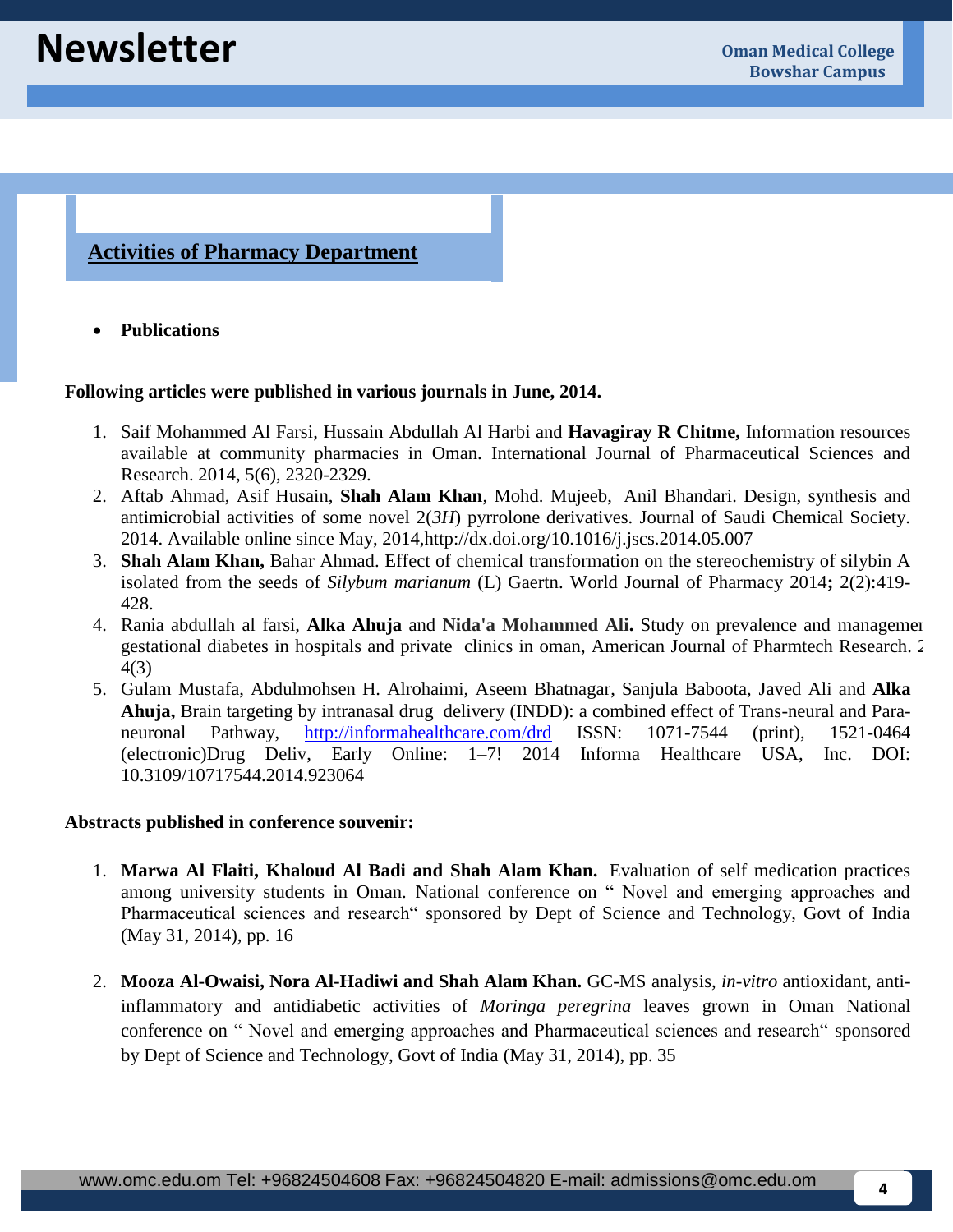## Activities of Pharmacy Department

- **Publications**

**Following articles were published in various journals in June, 2014.**

1. Saif Mohammed Al Farsi, Hussain Abdullah Al Harbi and **Havagiray R Chitme,** Information resources available at community pharmacies in Oman. International Journal of Pharmaceutical Sciences and Research. 2014, 5(6), 2320-2329.
2. Aftab Ahmad, Asif Husain, **Shah Alam Khan**, Mohd. Mujeeb, Anil Bhandari. Design, synthesis and antimicrobial activities of some novel 2(*3H*) pyrrolone derivatives. Journal of Saudi Chemical Society. 2014. Available online since May, 2014,http://dx.doi.org/10.1016/j.jscs.2014.05.007
3. **Shah Alam Khan,** Bahar Ahmad. Effect of chemical transformation on the stereochemistry of silybin A isolated from the seeds of *Silybum marianum* (L) Gaertn. World Journal of Pharmacy 2014**;** 2(2):419-428.
4. Rania abdullah al farsi, **Alka Ahuja** and **Nida'a Mohammed Ali.** Study on prevalence and managemer gestational diabetes in hospitals and private clinics in oman, American Journal of Pharmtech Research. 2 4(3)
5. Gulam Mustafa, Abdulmohsen H. Alrohaimi, Aseem Bhatnagar, Sanjula Baboota, Javed Ali and **Alka Ahuja,** Brain targeting by intranasal drug delivery (INDD): a combined effect of Trans-neural and Para-neuronal Pathway, http://informahealthcare.com/drd ISSN: 1071-7544 (print), 1521-0464 (electronic)Drug Deliv, Early Online: 1–7! 2014 Informa Healthcare USA, Inc. DOI: 10.3109/10717544.2014.923064

**Abstracts published in conference souvenir:**

1. **Marwa Al Flaiti, Khaloud Al Badi and Shah Alam Khan.** Evaluation of self medication practices among university students in Oman. National conference on " Novel and emerging approaches and Pharmaceutical sciences and research" sponsored by Dept of Science and Technology, Govt of India (May 31, 2014), pp. 16

2. **Mooza Al-Owaisi, Nora Al-Hadiwi and Shah Alam Khan.** GC-MS analysis, *in-vitro* antioxidant, anti-inflammatory and antidiabetic activities of *Moringa peregrina* leaves grown in Oman National conference on " Novel and emerging approaches and Pharmaceutical sciences and research" sponsored by Dept of Science and Technology, Govt of India (May 31, 2014), pp. 35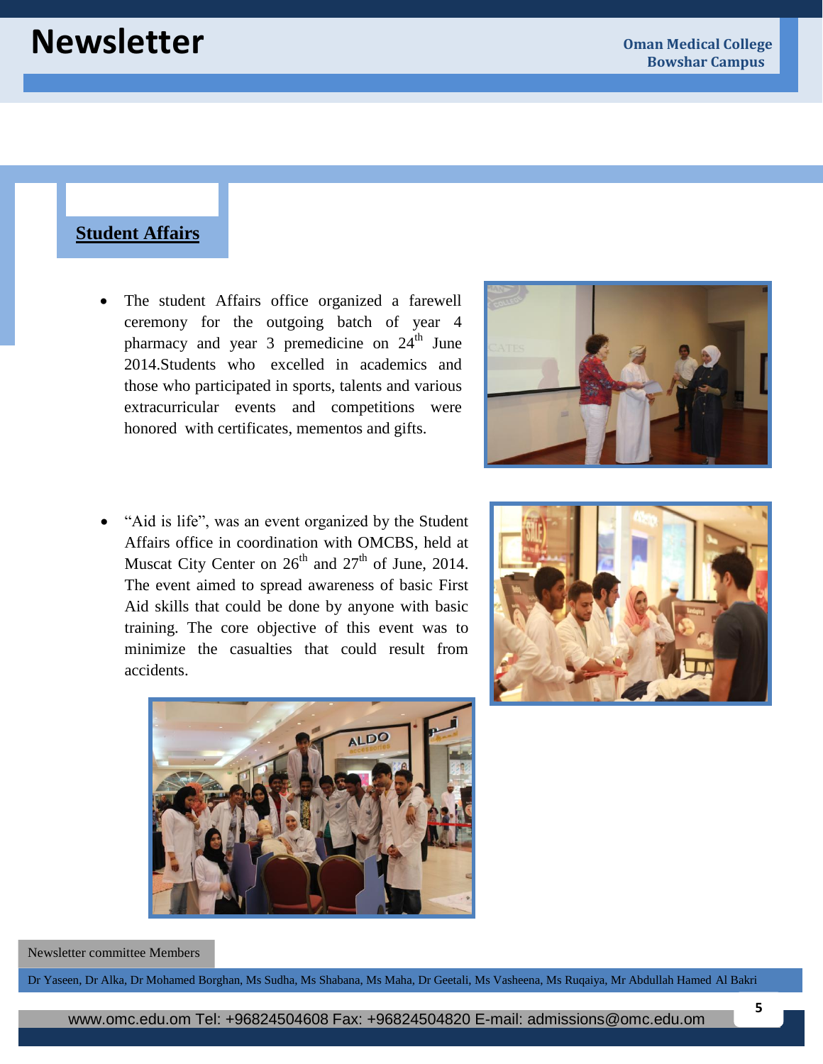## Student Affairs

- The student Affairs office organized a farewell ceremony for the outgoing batch of year 4 pharmacy and year 3 premedicine on 24th June 2014.Students who excelled in academics and those who participated in sports, talents and various extracurricular events and competitions were honored with certificates, mementos and gifts.

- “Aid is life”, was an event organized by the Student Affairs office in coordination with OMCBS, held at Muscat City Center on 26th and 27th of June, 2014. The event aimed to spread awareness of basic First Aid skills that could be done by anyone with basic training. The core objective of this event was to minimize the casualties that could result from accidents.

Newsletter committee Members

Dr Yaseen, Dr Alka, Dr Mohamed Borghan, Ms Sudha, Ms Shabana, Ms Maha, Dr Geetali, Ms Vasheena, Ms Ruqaiya, Mr Abdullah Hamed Al Bakri